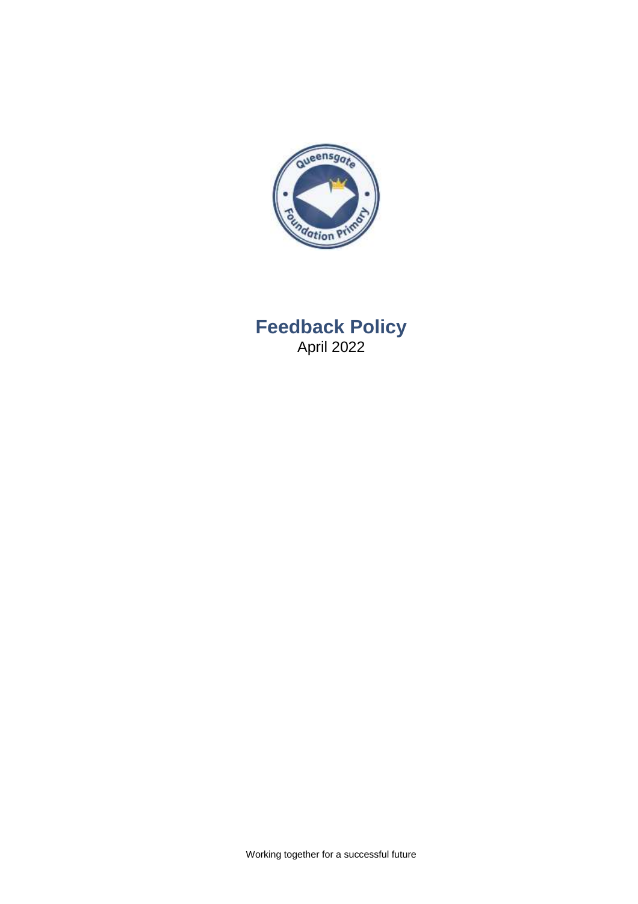# Feedback Policy

April 2022

Working together for a successful future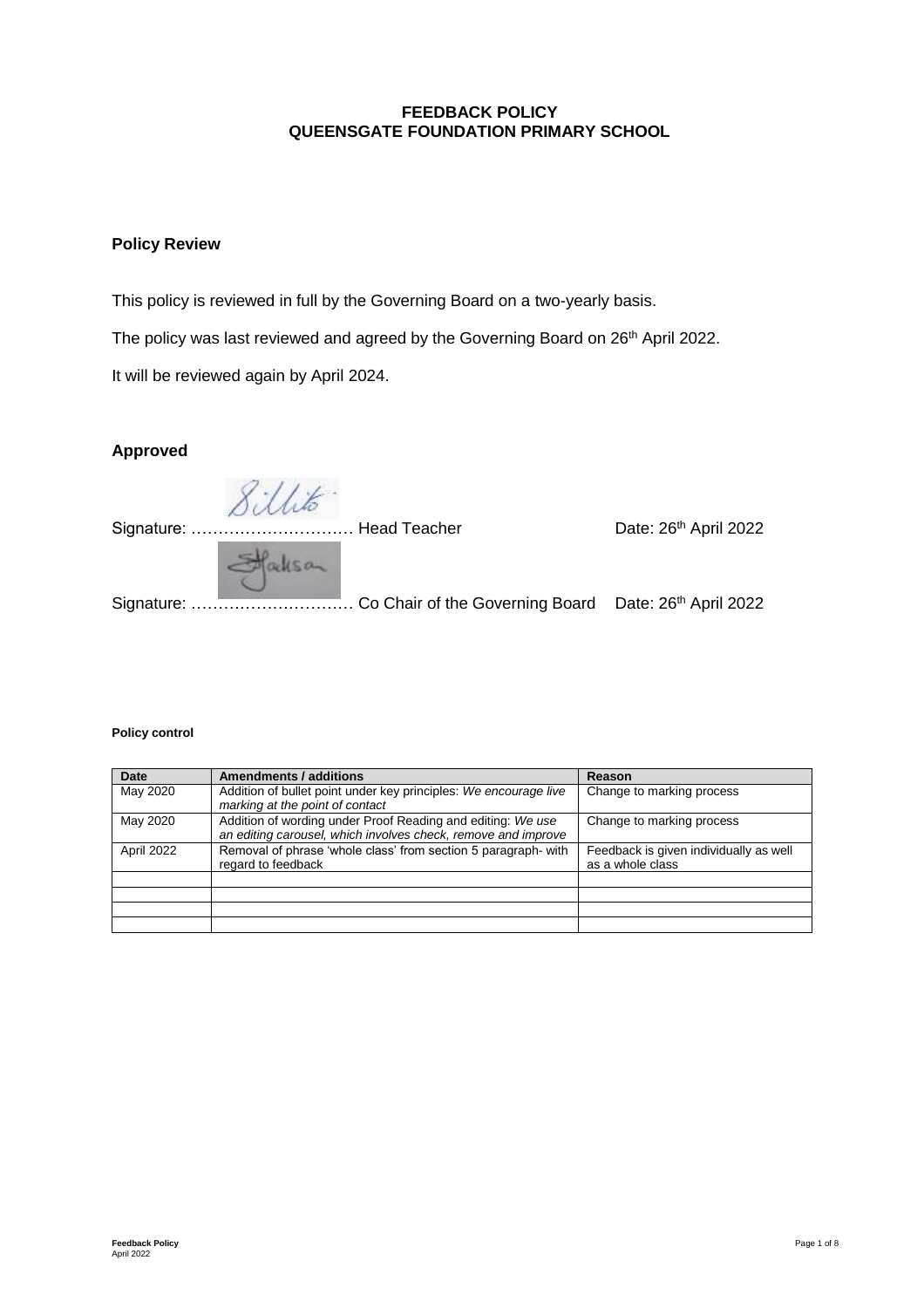**FEEDBACK POLICY**
**QUEENSGATE FOUNDATION PRIMARY SCHOOL**

## Policy Review

This policy is reviewed in full by the Governing Board on a two-yearly basis.

The policy was last reviewed and agreed by the Governing Board on 26th April 2022.

It will be reviewed again by April 2024.

## Approved

Signature: ………………………… Head Teacher Date: 26th April 2022

Signature: ………………………… Co Chair of the Governing Board Date: 26th April 2022

#### Policy control

| Date | Amendments / additions | Reason |
|---|---|---|
| May 2020 | Addition of bullet point under key principles: *We encourage live marking at the point of contact* | Change to marking process |
| May 2020 | Addition of wording under Proof Reading and editing: *We use an editing carousel, which involves check, remove and improve* | Change to marking process |
| April 2022 | Removal of phrase 'whole class' from section 5 paragraph- with regard to feedback | Feedback is given individually as well as a whole class |
| | | |
| | | |
| | | |
| | | |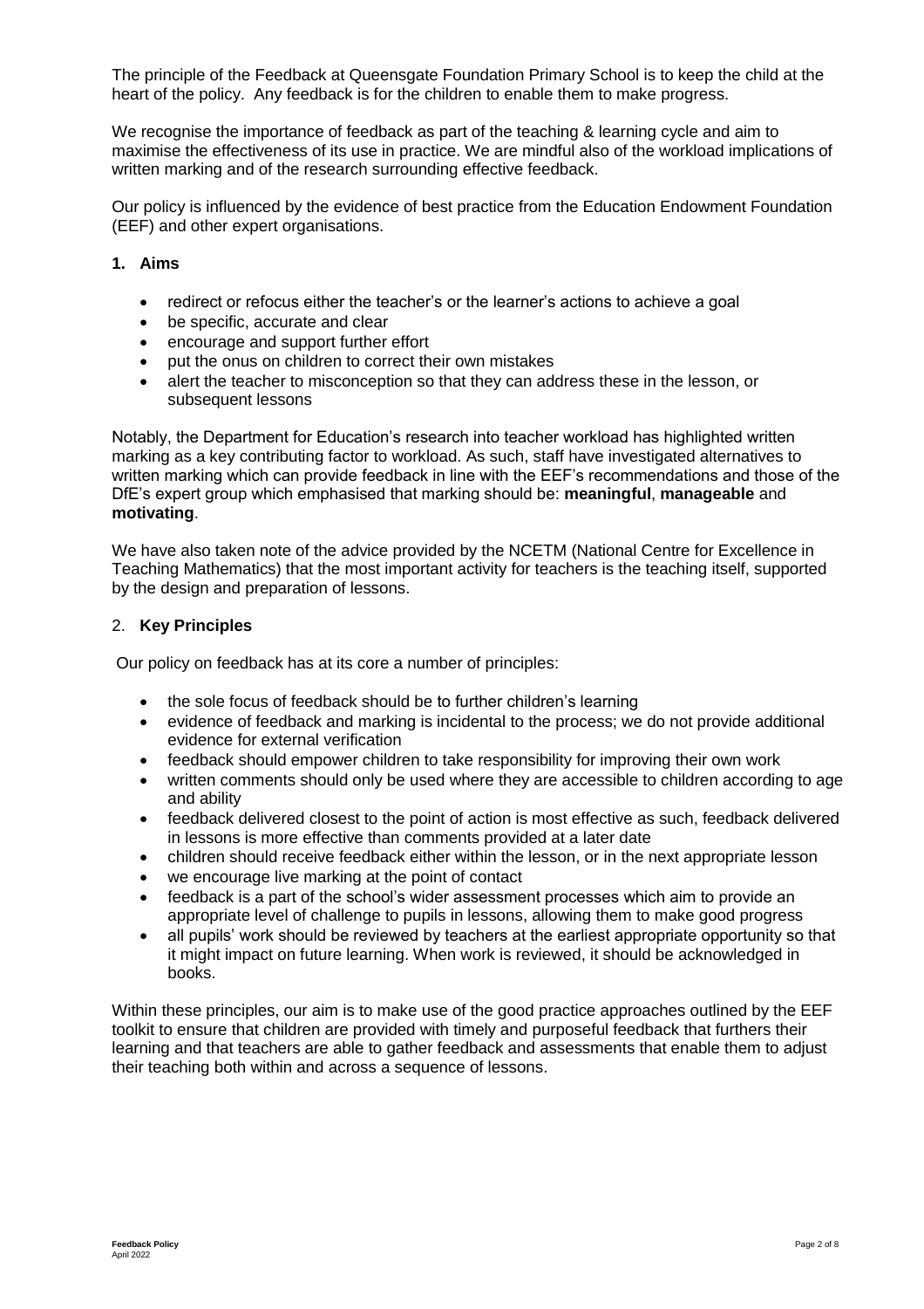The principle of the Feedback at Queensgate Foundation Primary School is to keep the child at the heart of the policy. Any feedback is for the children to enable them to make progress.

We recognise the importance of feedback as part of the teaching & learning cycle and aim to maximise the effectiveness of its use in practice. We are mindful also of the workload implications of written marking and of the research surrounding effective feedback.

Our policy is influenced by the evidence of best practice from the Education Endowment Foundation (EEF) and other expert organisations.

## 1. Aims

- redirect or refocus either the teacher's or the learner's actions to achieve a goal
- be specific, accurate and clear
- encourage and support further effort
- put the onus on children to correct their own mistakes
- alert the teacher to misconception so that they can address these in the lesson, or subsequent lessons

Notably, the Department for Education's research into teacher workload has highlighted written marking as a key contributing factor to workload. As such, staff have investigated alternatives to written marking which can provide feedback in line with the EEF's recommendations and those of the DfE's expert group which emphasised that marking should be: **meaningful**, **manageable** and **motivating**.

We have also taken note of the advice provided by the NCETM (National Centre for Excellence in Teaching Mathematics) that the most important activity for teachers is the teaching itself, supported by the design and preparation of lessons.

## 2. Key Principles

Our policy on feedback has at its core a number of principles:

- the sole focus of feedback should be to further children's learning
- evidence of feedback and marking is incidental to the process; we do not provide additional evidence for external verification
- feedback should empower children to take responsibility for improving their own work
- written comments should only be used where they are accessible to children according to age and ability
- feedback delivered closest to the point of action is most effective as such, feedback delivered in lessons is more effective than comments provided at a later date
- children should receive feedback either within the lesson, or in the next appropriate lesson
- we encourage live marking at the point of contact
- feedback is a part of the school's wider assessment processes which aim to provide an appropriate level of challenge to pupils in lessons, allowing them to make good progress
- all pupils' work should be reviewed by teachers at the earliest appropriate opportunity so that it might impact on future learning. When work is reviewed, it should be acknowledged in books.

Within these principles, our aim is to make use of the good practice approaches outlined by the EEF toolkit to ensure that children are provided with timely and purposeful feedback that furthers their learning and that teachers are able to gather feedback and assessments that enable them to adjust their teaching both within and across a sequence of lessons.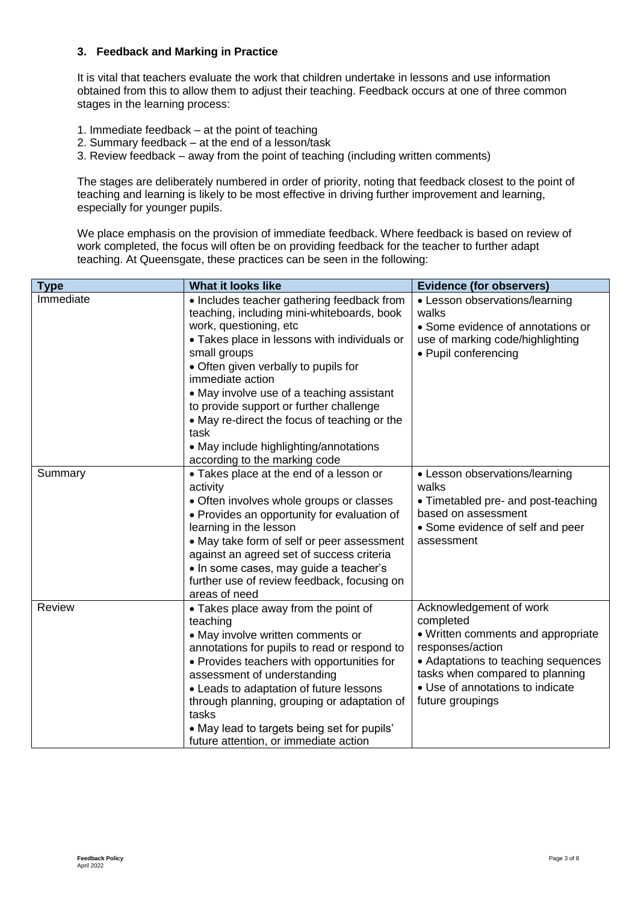### 3. Feedback and Marking in Practice

It is vital that teachers evaluate the work that children undertake in lessons and use information obtained from this to allow them to adjust their teaching. Feedback occurs at one of three common stages in the learning process:

1. Immediate feedback – at the point of teaching
2. Summary feedback – at the end of a lesson/task
3. Review feedback – away from the point of teaching (including written comments)

The stages are deliberately numbered in order of priority, noting that feedback closest to the point of teaching and learning is likely to be most effective in driving further improvement and learning, especially for younger pupils.

We place emphasis on the provision of immediate feedback. Where feedback is based on review of work completed, the focus will often be on providing feedback for the teacher to further adapt teaching. At Queensgate, these practices can be seen in the following:

| Type | What it looks like | Evidence (for observers) |
|---|---|---|
| Immediate | • Includes teacher gathering feedback from teaching, including mini-whiteboards, book work, questioning, etc<br>• Takes place in lessons with individuals or small groups<br>• Often given verbally to pupils for immediate action<br>• May involve use of a teaching assistant to provide support or further challenge<br>• May re-direct the focus of teaching or the task<br>• May include highlighting/annotations according to the marking code | • Lesson observations/learning walks<br>• Some evidence of annotations or use of marking code/highlighting<br>• Pupil conferencing |
| Summary | • Takes place at the end of a lesson or activity<br>• Often involves whole groups or classes<br>• Provides an opportunity for evaluation of learning in the lesson<br>• May take form of self or peer assessment against an agreed set of success criteria<br>• In some cases, may guide a teacher's further use of review feedback, focusing on areas of need | • Lesson observations/learning walks<br>• Timetabled pre- and post-teaching based on assessment<br>• Some evidence of self and peer assessment |
| Review | • Takes place away from the point of teaching<br>• May involve written comments or annotations for pupils to read or respond to<br>• Provides teachers with opportunities for assessment of understanding<br>• Leads to adaptation of future lessons through planning, grouping or adaptation of tasks<br>• May lead to targets being set for pupils' future attention, or immediate action | Acknowledgement of work completed<br>• Written comments and appropriate responses/action<br>• Adaptations to teaching sequences tasks when compared to planning<br>• Use of annotations to indicate future groupings |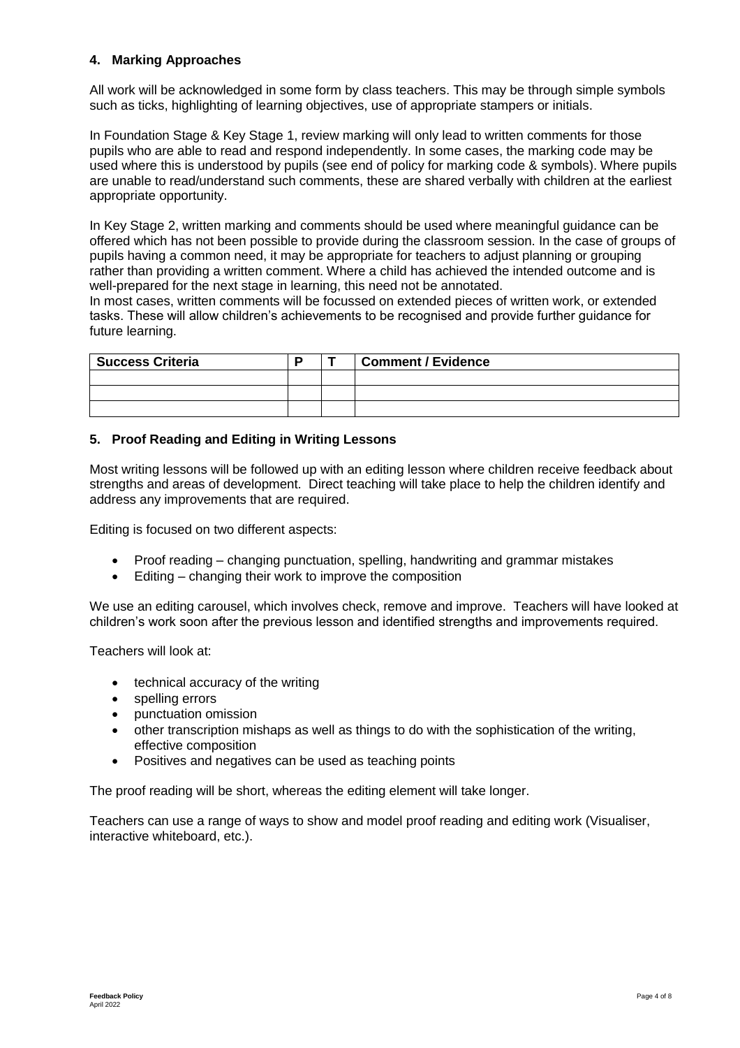## 4. Marking Approaches

All work will be acknowledged in some form by class teachers. This may be through simple symbols such as ticks, highlighting of learning objectives, use of appropriate stampers or initials.

In Foundation Stage & Key Stage 1, review marking will only lead to written comments for those pupils who are able to read and respond independently. In some cases, the marking code may be used where this is understood by pupils (see end of policy for marking code & symbols). Where pupils are unable to read/understand such comments, these are shared verbally with children at the earliest appropriate opportunity.

In Key Stage 2, written marking and comments should be used where meaningful guidance can be offered which has not been possible to provide during the classroom session. In the case of groups of pupils having a common need, it may be appropriate for teachers to adjust planning or grouping rather than providing a written comment. Where a child has achieved the intended outcome and is well-prepared for the next stage in learning, this need not be annotated.
In most cases, written comments will be focussed on extended pieces of written work, or extended tasks. These will allow children's achievements to be recognised and provide further guidance for future learning.

| Success Criteria | P | T | Comment / Evidence |
|---|---|---|---|
| | | | |
| | | | |
| | | | |

## 5. Proof Reading and Editing in Writing Lessons

Most writing lessons will be followed up with an editing lesson where children receive feedback about strengths and areas of development. Direct teaching will take place to help the children identify and address any improvements that are required.

Editing is focused on two different aspects:

- Proof reading – changing punctuation, spelling, handwriting and grammar mistakes
- Editing – changing their work to improve the composition

We use an editing carousel, which involves check, remove and improve. Teachers will have looked at children's work soon after the previous lesson and identified strengths and improvements required.

Teachers will look at:

- technical accuracy of the writing
- spelling errors
- punctuation omission
- other transcription mishaps as well as things to do with the sophistication of the writing, effective composition
- Positives and negatives can be used as teaching points

The proof reading will be short, whereas the editing element will take longer.

Teachers can use a range of ways to show and model proof reading and editing work (Visualiser, interactive whiteboard, etc.).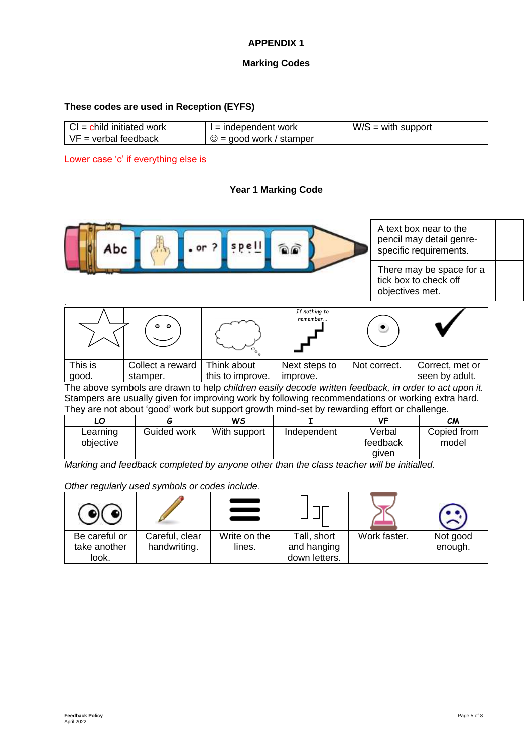# APPENDIX 1

## Marking Codes

### These codes are used in Reception (EYFS)

| CI = child initiated work | I = independent work | W/S = with support |
|---|---|---|
| VF = verbal feedback | ☺ = good work / stamper | |

Lower case ‘c’ if everything else is

### Year 1 Marking Code

| Abc | | . or ? | spell | |
|---|---|---|---|---|

| A text box near to the pencil may detail genre-specific requirements. | |
|---|---|
| There may be space for a tick box to check off objectives met. | |

| | | | If nothing to remember... | | |
|---|---|---|---|---|---|
| This is good. | Collect a reward stamper. | Think about this to improve. | Next steps to improve. | Not correct. | Correct, met or seen by adult. |

The above symbols are drawn to help *children easily decode written feedback, in order to act upon it.* Stampers are usually given for improving work by following recommendations or working extra hard. They are not about ‘good’ work but support growth mind-set by rewarding effort or challenge.

| LO | G | WS | I | VF | CM |
|---|---|---|---|---|---|
| Learning objective | Guided work | With support | Independent | Verbal feedback given | Copied from model |

*Marking and feedback completed by anyone other than the class teacher will be initialled.*

*Other regularly used symbols or codes include.*

| | | | | | |
|---|---|---|---|---|---|
| Be careful or take another look. | Careful, clear handwriting. | Write on the lines. | Tall, short and hanging down letters. | Work faster. | Not good enough. |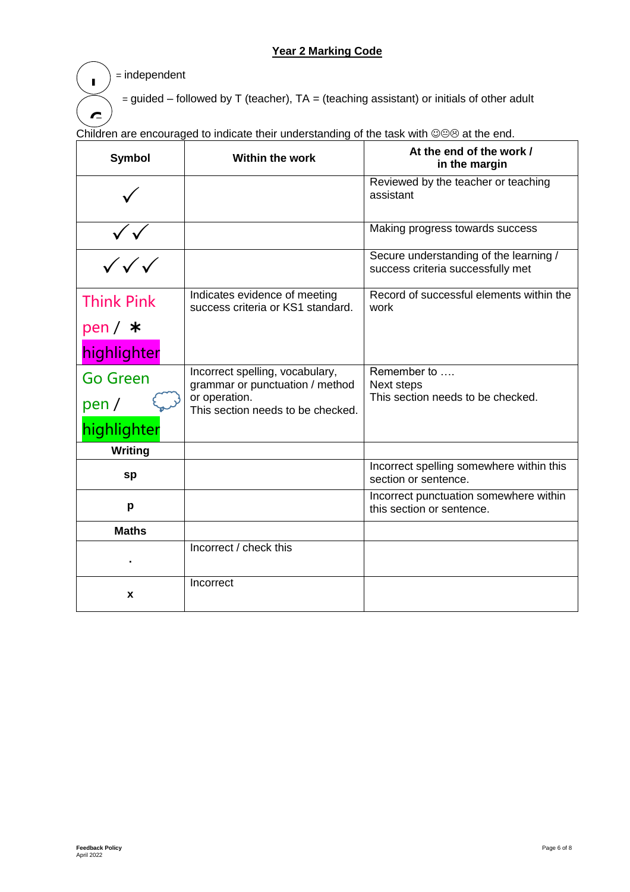## Year 2 Marking Code

(I) = independent

(G) = guided – followed by T (teacher), TA = (teaching assistant) or initials of other adult

Children are encouraged to indicate their understanding of the task with ☺😐☹ at the end.

| Symbol | Within the work | At the end of the work / in the margin |
|---|---|---|
| ✓ | | Reviewed by the teacher or teaching assistant |
| ✓✓ | | Making progress towards success |
| ✓✓✓ | | Secure understanding of the learning / success criteria successfully met |
| Think Pink pen / * highlighter | Indicates evidence of meeting success criteria or KS1 standard. | Record of successful elements within the work |
| Go Green pen / (thought bubble) highlighter | Incorrect spelling, vocabulary, grammar or punctuation / method or operation. This section needs to be checked. | Remember to …. Next steps This section needs to be checked. |
| **Writing** | | |
| **sp** | | Incorrect spelling somewhere within this section or sentence. |
| **p** | | Incorrect punctuation somewhere within this section or sentence. |
| **Maths** | | |
| **.** | Incorrect / check this | |
| **x** | Incorrect | |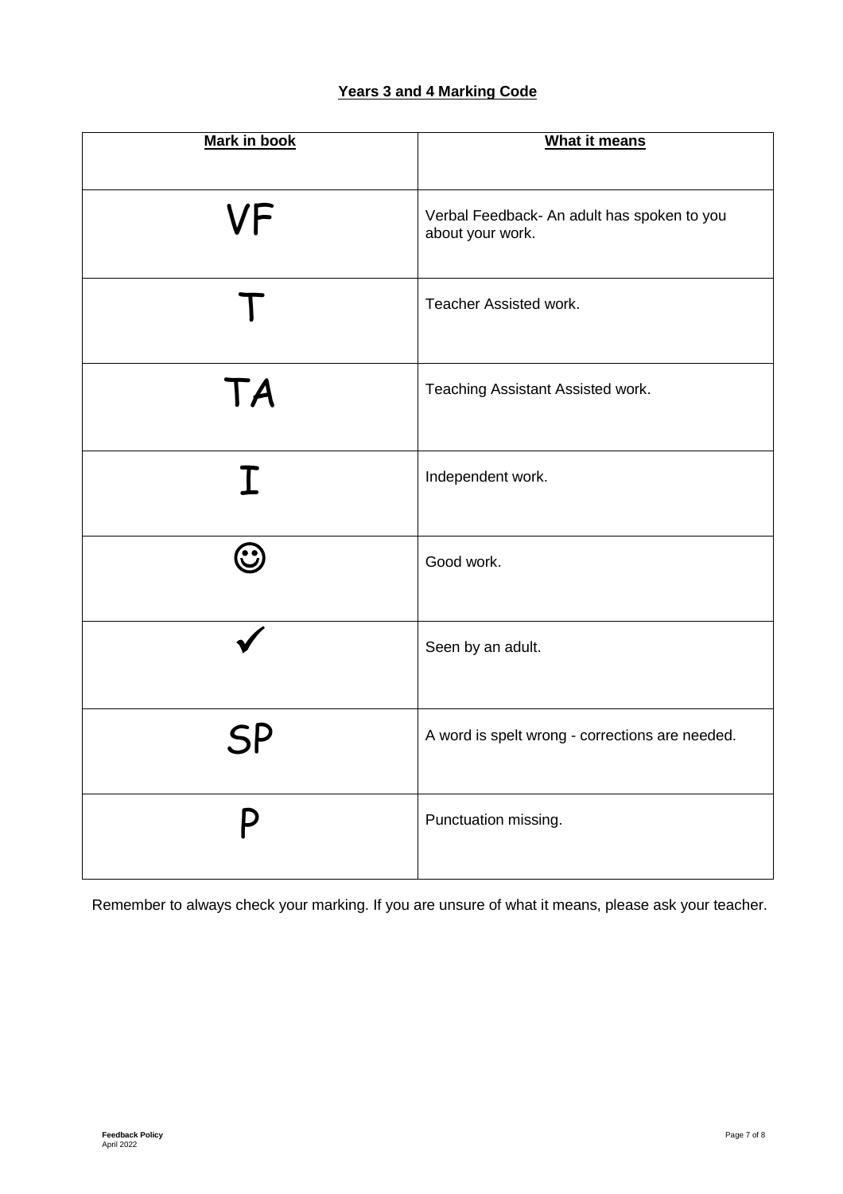## Years 3 and 4 Marking Code

| Mark in book | What it means |
|---|---|
| VF | Verbal Feedback- An adult has spoken to you about your work. |
| T | Teacher Assisted work. |
| TA | Teaching Assistant Assisted work. |
| I | Independent work. |
| ☺ | Good work. |
| ✓ | Seen by an adult. |
| SP | A word is spelt wrong - corrections are needed. |
| P | Punctuation missing. |

Remember to always check your marking. If you are unsure of what it means, please ask your teacher.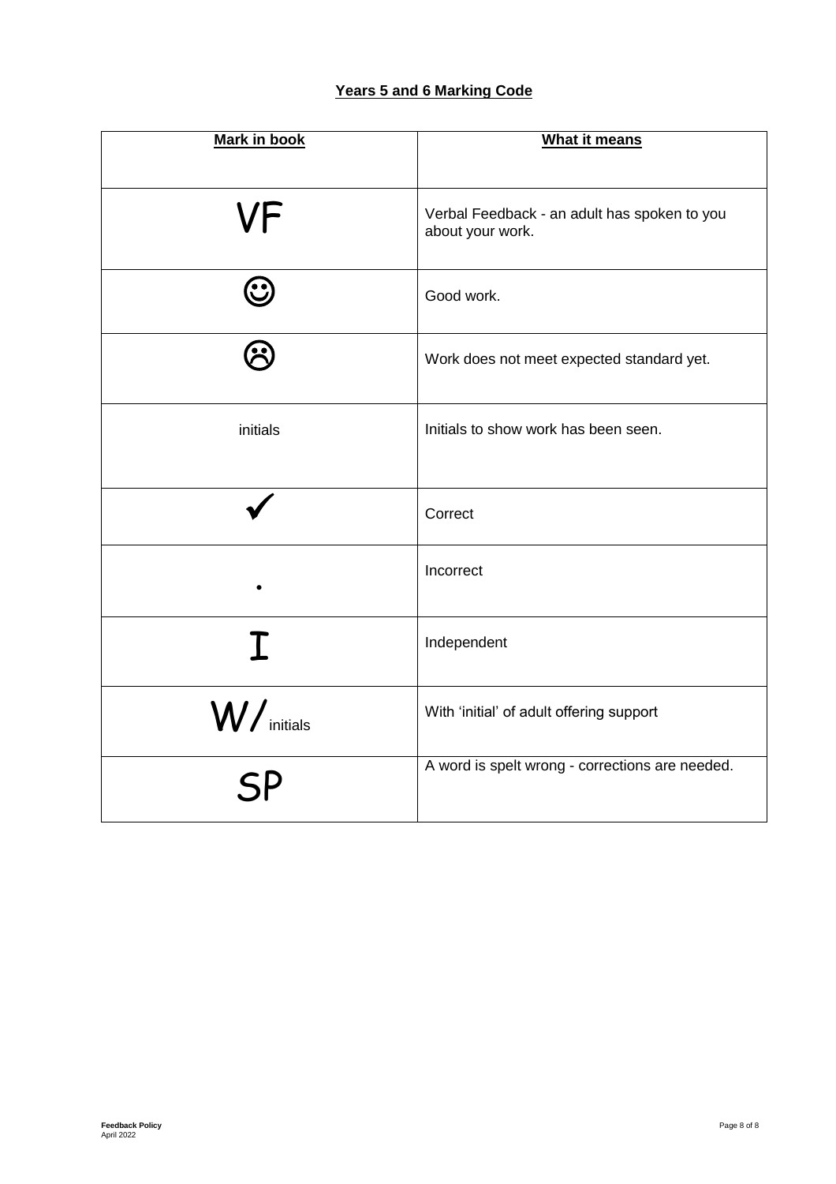## Years 5 and 6 Marking Code

| Mark in book | What it means |
|---|---|
| VF | Verbal Feedback - an adult has spoken to you about your work. |
| ☺ | Good work. |
| ☹ | Work does not meet expected standard yet. |
| initials | Initials to show work has been seen. |
| ✓ | Correct |
| • | Incorrect |
| I | Independent |
| W/ initials | With 'initial' of adult offering support |
| SP | A word is spelt wrong - corrections are needed. |